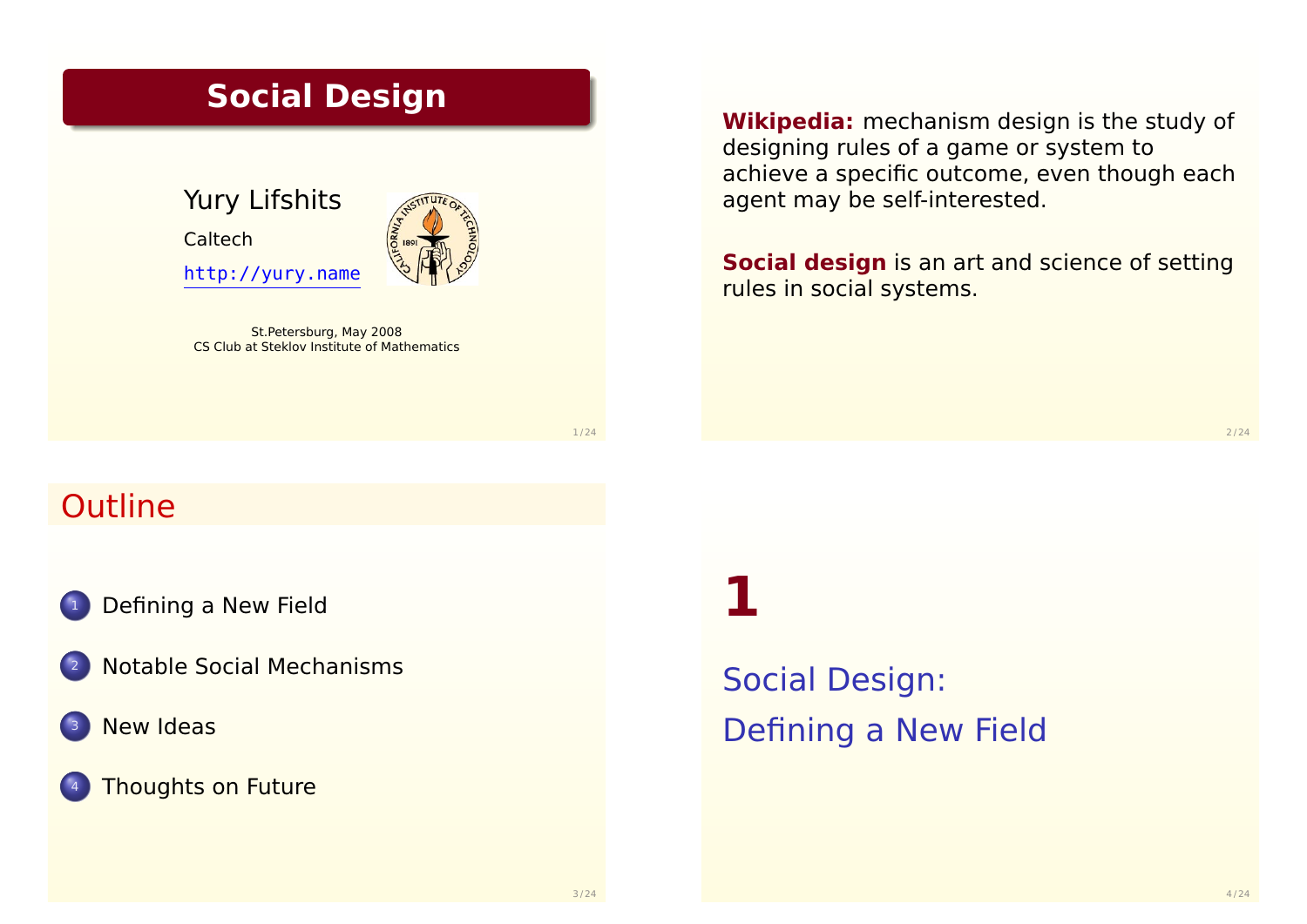# Social Design

Yury Lifshits

Caltech

http://yury.name

St.Petersburg, May 2008
CS Club at Steklov Institute of Mathematics

**Wikipedia:** mechanism design is the study of designing rules of a game or system to achieve a specific outcome, even though each agent may be self-interested.

**Social design** is an art and science of setting rules in social systems.

## Outline

1. Defining a New Field
2. Notable Social Mechanisms
3. New Ideas
4. Thoughts on Future

# 1

## Social Design: Defining a New Field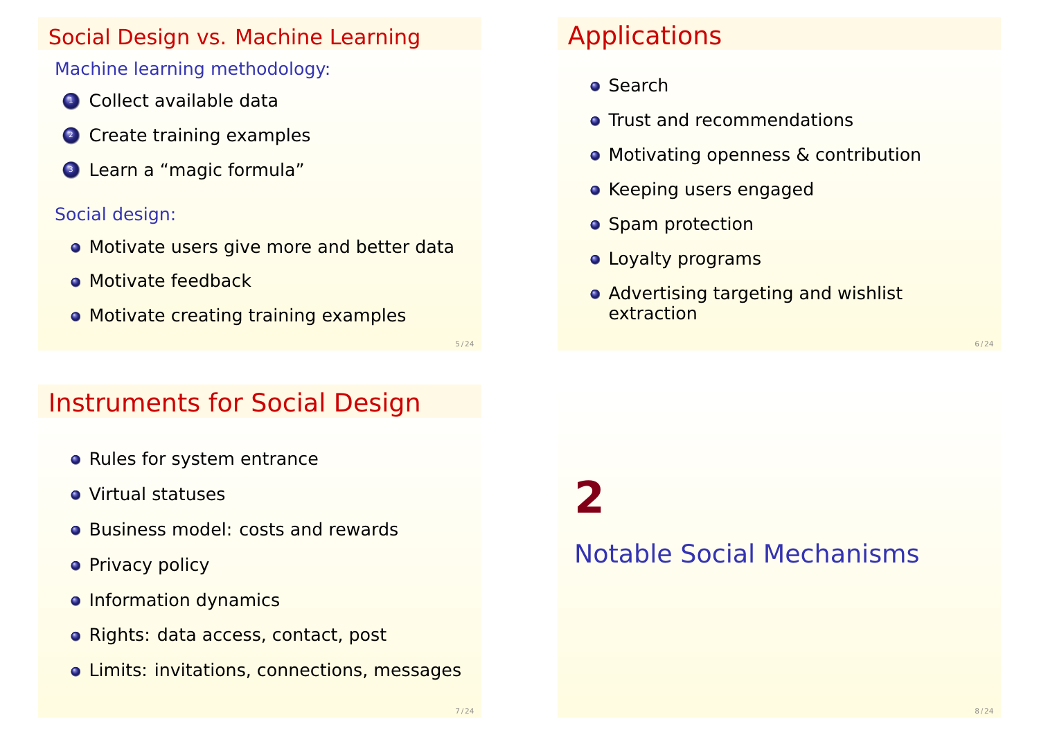## Social Design vs. Machine Learning

Machine learning methodology:

1. Collect available data
2. Create training examples
3. Learn a “magic formula”

Social design:

- Motivate users give more and better data
- Motivate feedback
- Motivate creating training examples

## Applications

- Search
- Trust and recommendations
- Motivating openness & contribution
- Keeping users engaged
- Spam protection
- Loyalty programs
- Advertising targeting and wishlist extraction

## Instruments for Social Design

- Rules for system entrance
- Virtual statuses
- Business model: costs and rewards
- Privacy policy
- Information dynamics
- Rights: data access, contact, post
- Limits: invitations, connections, messages

# 2

## Notable Social Mechanisms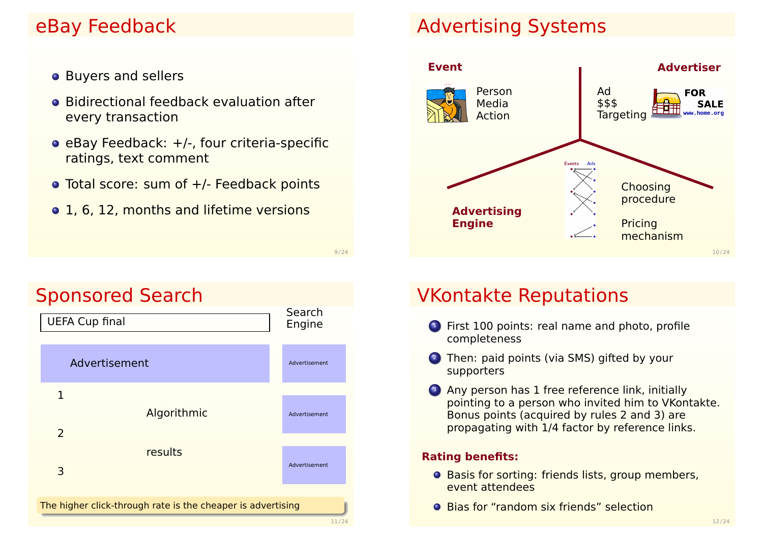## eBay Feedback

- Buyers and sellers
- Bidirectional feedback evaluation after every transaction
- eBay Feedback: +/-, four criteria-specific ratings, text comment
- Total score: sum of +/- Feedback points
- 1, 6, 12, months and lifetime versions

## Advertising Systems

**Event**

Person
Media
Action

**Advertiser**

Ad
$$$
Targeting

**Advertising Engine**

Choosing procedure

Pricing mechanism

## Sponsored Search

UEFA Cup final

Search Engine

Advertisement

1

Algorithmic

2

results

3

Advertisement

Advertisement

Advertisement

The higher click-through rate is the cheaper is advertising

## VKontakte Reputations

1. First 100 points: real name and photo, profile completeness
2. Then: paid points (via SMS) gifted by your supporters
3. Any person has 1 free reference link, initially pointing to a person who invited him to VKontakte. Bonus points (acquired by rules 2 and 3) are propagating with 1/4 factor by reference links.

**Rating benefits:**

- Basis for sorting: friends lists, group members, event attendees
- Bias for “random six friends” selection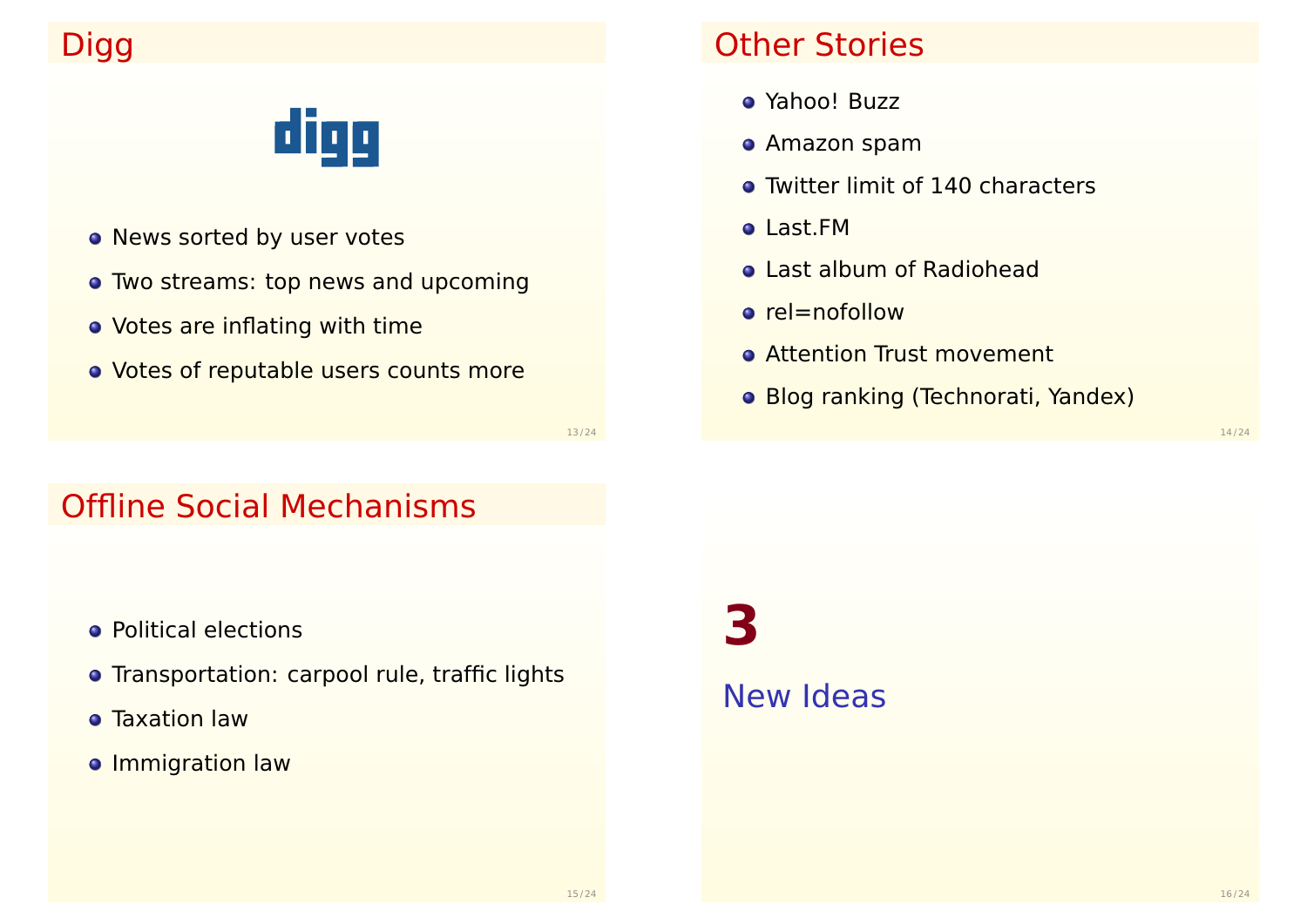## Digg

digg

- News sorted by user votes
- Two streams: top news and upcoming
- Votes are inflating with time
- Votes of reputable users counts more

## Other Stories

- Yahoo! Buzz
- Amazon spam
- Twitter limit of 140 characters
- Last.FM
- Last album of Radiohead
- rel=nofollow
- Attention Trust movement
- Blog ranking (Technorati, Yandex)

## Offline Social Mechanisms

- Political elections
- Transportation: carpool rule, traffic lights
- Taxation law
- Immigration law

# 3

## New Ideas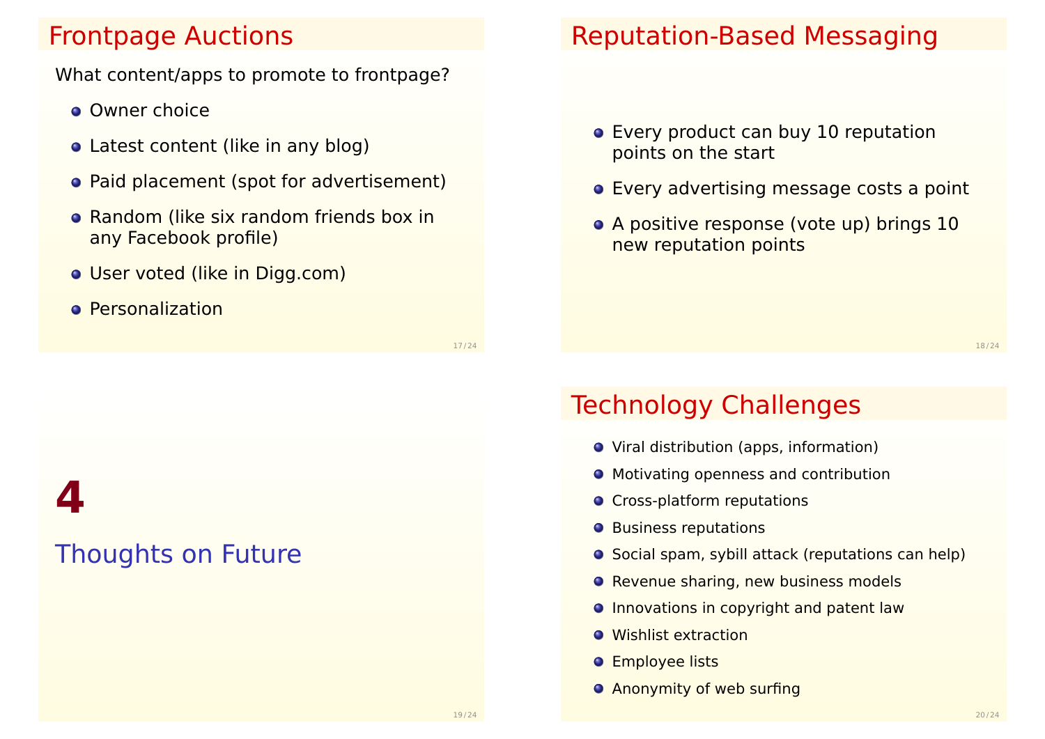## Frontpage Auctions

What content/apps to promote to frontpage?

- Owner choice
- Latest content (like in any blog)
- Paid placement (spot for advertisement)
- Random (like six random friends box in any Facebook profile)
- User voted (like in Digg.com)
- Personalization

## Reputation-Based Messaging

- Every product can buy 10 reputation points on the start
- Every advertising message costs a point
- A positive response (vote up) brings 10 new reputation points

# 4 Thoughts on Future

## Technology Challenges

- Viral distribution (apps, information)
- Motivating openness and contribution
- Cross-platform reputations
- Business reputations
- Social spam, sybill attack (reputations can help)
- Revenue sharing, new business models
- Innovations in copyright and patent law
- Wishlist extraction
- Employee lists
- Anonymity of web surfing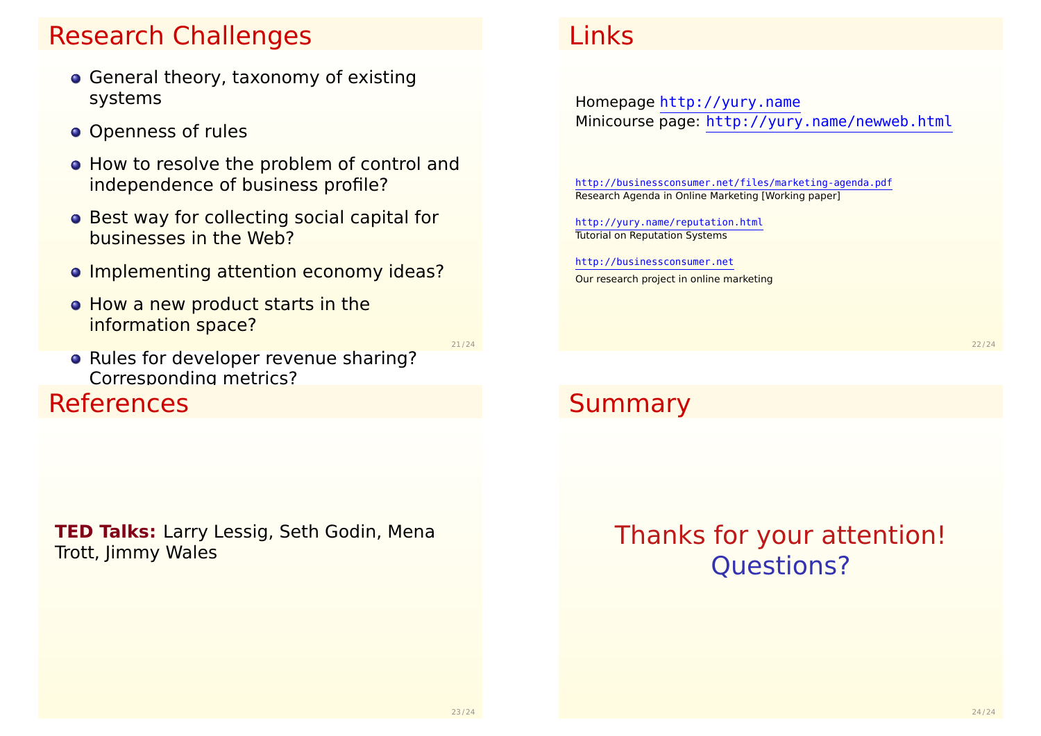# Research Challenges

- General theory, taxonomy of existing systems
- Openness of rules
- How to resolve the problem of control and independence of business profile?
- Best way for collecting social capital for businesses in the Web?
- Implementing attention economy ideas?
- How a new product starts in the information space?
- Rules for developer revenue sharing? Corresponding metrics?

# Links

Homepage http://yury.name
Minicourse page: http://yury.name/newweb.html

http://businessconsumer.net/files/marketing-agenda.pdf
Research Agenda in Online Marketing [Working paper]

http://yury.name/reputation.html
Tutorial on Reputation Systems

http://businessconsumer.net
Our research project in online marketing

# References

**TED Talks:** Larry Lessig, Seth Godin, Mena Trott, Jimmy Wales

# Summary

Thanks for your attention!
Questions?